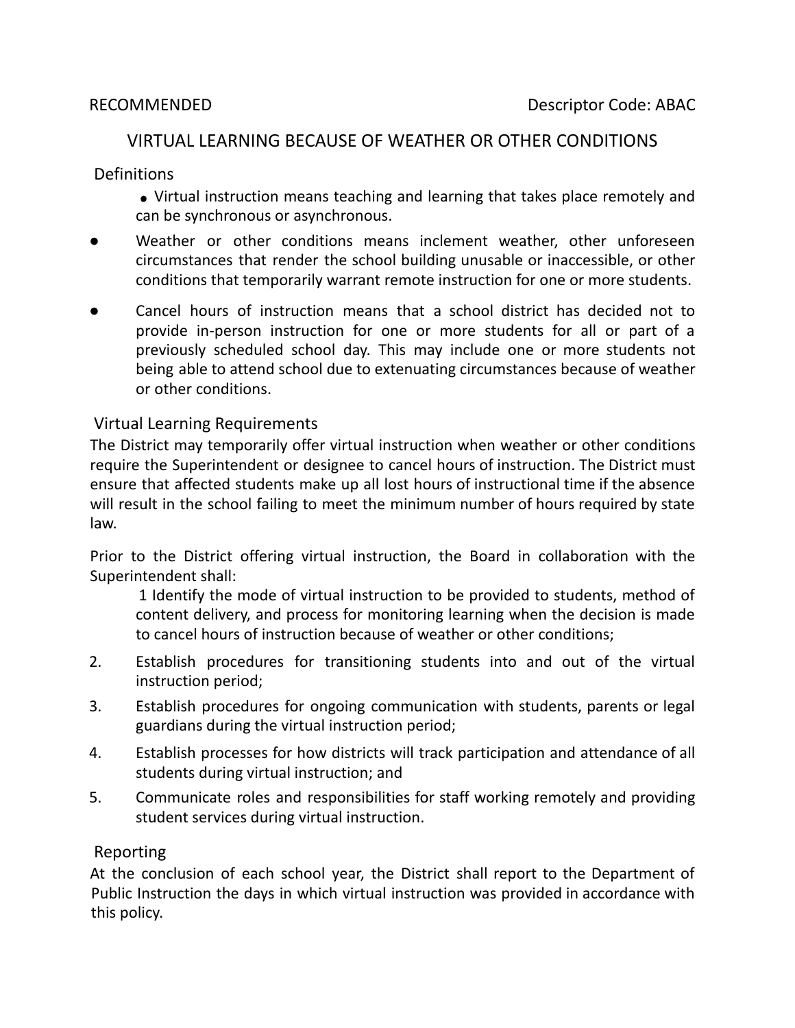RECOMMENDED Descriptor Code: ABAC

# VIRTUAL LEARNING BECAUSE OF WEATHER OR OTHER CONDITIONS

## Definitions

- Virtual instruction means teaching and learning that takes place remotely and can be synchronous or asynchronous.
- Weather or other conditions means inclement weather, other unforeseen circumstances that render the school building unusable or inaccessible, or other conditions that temporarily warrant remote instruction for one or more students.
- Cancel hours of instruction means that a school district has decided not to provide in-person instruction for one or more students for all or part of a previously scheduled school day. This may include one or more students not being able to attend school due to extenuating circumstances because of weather or other conditions.

## Virtual Learning Requirements

The District may temporarily offer virtual instruction when weather or other conditions require the Superintendent or designee to cancel hours of instruction. The District must ensure that affected students make up all lost hours of instructional time if the absence will result in the school failing to meet the minimum number of hours required by state law.

Prior to the District offering virtual instruction, the Board in collaboration with the Superintendent shall:

1. Identify the mode of virtual instruction to be provided to students, method of content delivery, and process for monitoring learning when the decision is made to cancel hours of instruction because of weather or other conditions;
2. Establish procedures for transitioning students into and out of the virtual instruction period;
3. Establish procedures for ongoing communication with students, parents or legal guardians during the virtual instruction period;
4. Establish processes for how districts will track participation and attendance of all students during virtual instruction; and
5. Communicate roles and responsibilities for staff working remotely and providing student services during virtual instruction.

## Reporting

At the conclusion of each school year, the District shall report to the Department of Public Instruction the days in which virtual instruction was provided in accordance with this policy.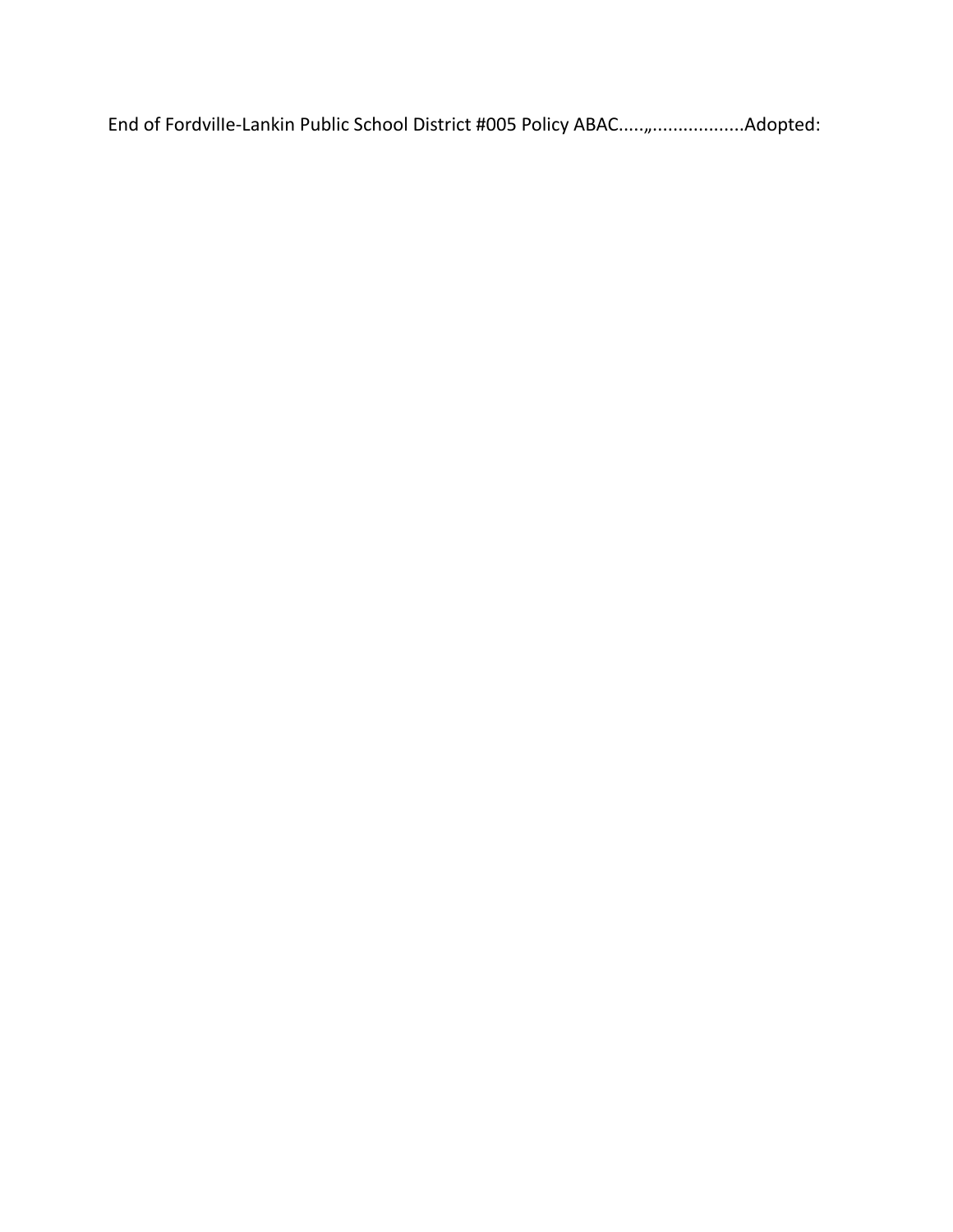End of Fordville-Lankin Public School District #005 Policy ABAC.....„..................Adopted: